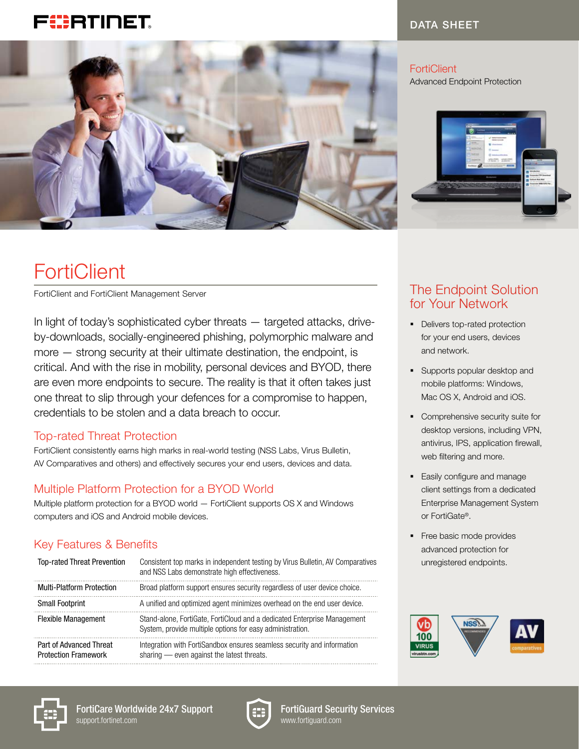DATA SHEET

FortiClient
Advanced Endpoint Protection

# FortiClient

FortiClient and FortiClient Management Server

In light of today's sophisticated cyber threats — targeted attacks, drive-by-downloads, socially-engineered phishing, polymorphic malware and more — strong security at their ultimate destination, the endpoint, is critical. And with the rise in mobility, personal devices and BYOD, there are even more endpoints to secure. The reality is that it often takes just one threat to slip through your defences for a compromise to happen, credentials to be stolen and a data breach to occur.

## Top-rated Threat Protection

FortiClient consistently earns high marks in real-world testing (NSS Labs, Virus Bulletin, AV Comparatives and others) and effectively secures your end users, devices and data.

## Multiple Platform Protection for a BYOD World

Multiple platform protection for a BYOD world — FortiClient supports OS X and Windows computers and iOS and Android mobile devices.

## Key Features & Benefits

| | |
|---|---|
| Top-rated Threat Prevention | Consistent top marks in independent testing by Virus Bulletin, AV Comparatives and NSS Labs demonstrate high effectiveness. |
| Multi-Platform Protection | Broad platform support ensures security regardless of user device choice. |
| Small Footprint | A unified and optimized agent minimizes overhead on the end user device. |
| Flexible Management | Stand-alone, FortiGate, FortiCloud and a dedicated Enterprise Management System, provide multiple options for easy administration. |
| Part of Advanced Threat Protection Framework | Integration with FortiSandbox ensures seamless security and information sharing — even against the latest threats. |

## The Endpoint Solution for Your Network

- Delivers top-rated protection for your end users, devices and network.
- Supports popular desktop and mobile platforms: Windows, Mac OS X, Android and iOS.
- Comprehensive security suite for desktop versions, including VPN, antivirus, IPS, application firewall, web filtering and more.
- Easily configure and manage client settings from a dedicated Enterprise Management System or FortiGate®.
- Free basic mode provides advanced protection for unregistered endpoints.

**FortiCare Worldwide 24x7 Support**
support.fortinet.com

**FortiGuard Security Services**
www.fortiguard.com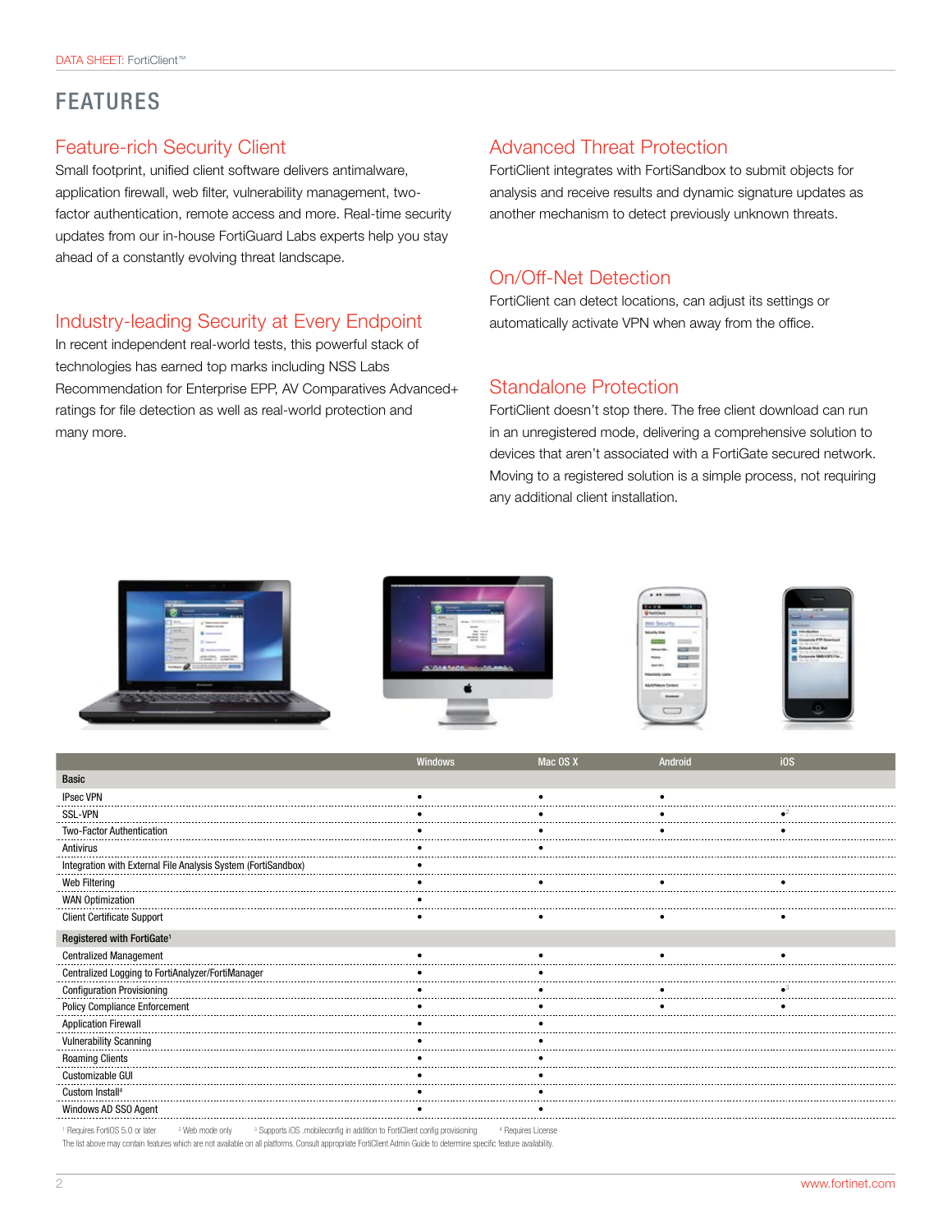# FEATURES

## Feature-rich Security Client

Small footprint, unified client software delivers antimalware, application firewall, web filter, vulnerability management, two-factor authentication, remote access and more. Real-time security updates from our in-house FortiGuard Labs experts help you stay ahead of a constantly evolving threat landscape.

## Industry-leading Security at Every Endpoint

In recent independent real-world tests, this powerful stack of technologies has earned top marks including NSS Labs Recommendation for Enterprise EPP, AV Comparatives Advanced+ ratings for file detection as well as real-world protection and many more.

## Advanced Threat Protection

FortiClient integrates with FortiSandbox to submit objects for analysis and receive results and dynamic signature updates as another mechanism to detect previously unknown threats.

## On/Off-Net Detection

FortiClient can detect locations, can adjust its settings or automatically activate VPN when away from the office.

## Standalone Protection

FortiClient doesn't stop there. The free client download can run in an unregistered mode, delivering a comprehensive solution to devices that aren't associated with a FortiGate secured network. Moving to a registered solution is a simple process, not requiring any additional client installation.

| | Windows | Mac OS X | Android | iOS |
|---|---|---|---|---|
| **Basic** | | | | |
| IPsec VPN | • | • | • | |
| SSL-VPN | • | • | • | •[2] |
| Two-Factor Authentication | • | • | • | • |
| Antivirus | • | • | | |
| Integration with External File Analysis System (FortiSandbox) | • | | | |
| Web Filtering | • | • | • | • |
| WAN Optimization | • | | | |
| Client Certificate Support | • | • | • | • |
| **Registered with FortiGate[1]** | | | | |
| Centralized Management | • | • | • | • |
| Centralized Logging to FortiAnalyzer/FortiManager | • | • | | |
| Configuration Provisioning | • | • | • | •[3] |
| Policy Compliance Enforcement | • | • | • | • |
| Application Firewall | • | • | | |
| Vulnerability Scanning | • | • | | |
| Roaming Clients | • | • | | |
| Customizable GUI | • | • | | |
| Custom Install[4] | • | • | | |
| Windows AD SSO Agent | • | • | | |

[1] Requires FortiOS 5.0 or later  [2] Web mode only  [3] Supports iOS .mobileconfig in addition to FortiClient config provisioning  [4] Requires License

The list above may contain features which are not available on all platforms. Consult appropriate FortiClient Admin Guide to determine specific feature availability.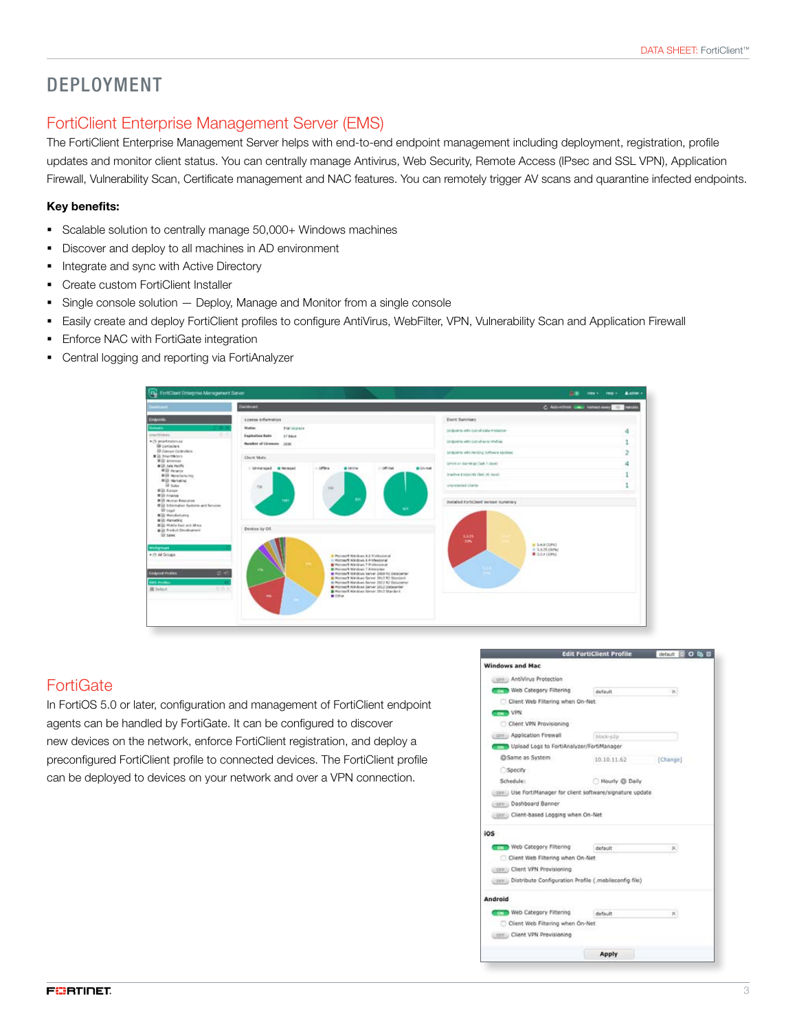# DEPLOYMENT

## FortiClient Enterprise Management Server (EMS)

The FortiClient Enterprise Management Server helps with end-to-end endpoint management including deployment, registration, profile updates and monitor client status. You can centrally manage Antivirus, Web Security, Remote Access (IPsec and SSL VPN), Application Firewall, Vulnerability Scan, Certificate management and NAC features. You can remotely trigger AV scans and quarantine infected endpoints.

**Key benefits:**

- Scalable solution to centrally manage 50,000+ Windows machines
- Discover and deploy to all machines in AD environment
- Integrate and sync with Active Directory
- Create custom FortiClient Installer
- Single console solution — Deploy, Manage and Monitor from a single console
- Easily create and deploy FortiClient profiles to configure AntiVirus, WebFilter, VPN, Vulnerability Scan and Application Firewall
- Enforce NAC with FortiGate integration
- Central logging and reporting via FortiAnalyzer

## FortiGate

In FortiOS 5.0 or later, configuration and management of FortiClient endpoint agents can be handled by FortiGate. It can be configured to discover new devices on the network, enforce FortiClient registration, and deploy a preconfigured FortiClient profile to connected devices. The FortiClient profile can be deployed to devices on your network and over a VPN connection.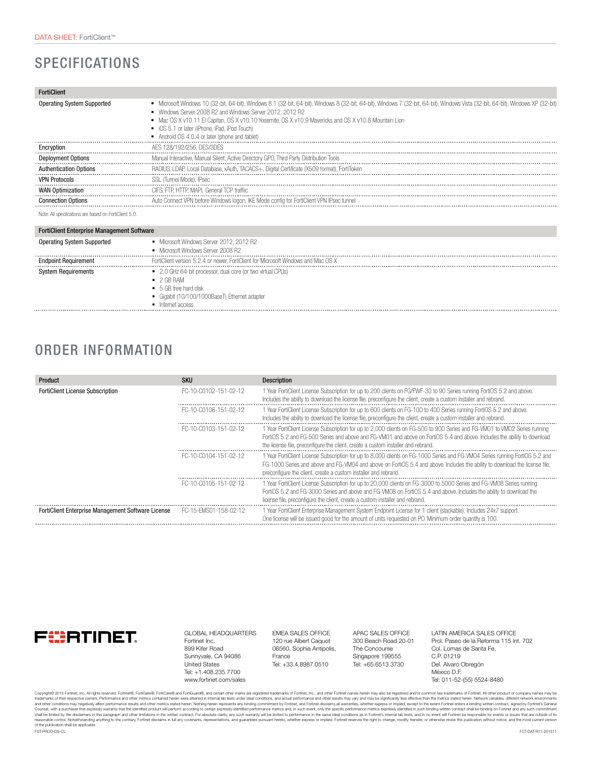## SPECIFICATIONS

| FortiClient | |
|---|---|
| Operating System Supported | ▪ Microsoft Windows 10 (32-bit, 64-bit), Windows 8.1 (32-bit, 64-bit), Windows 8 (32-bit, 64-bit), Windows 7 (32-bit, 64-bit), Windows Vista (32-bit, 64-bit), Windows XP (32-bit)<br>▪ Windows Server 2008 R2 and Windows Server 2012, 2012 R2<br>▪ Mac OS X v10.11 El Capitan, OS X v10.10 Yosemite, OS X v10.9 Mavericks and OS X v10.8 Mountain Lion<br>▪ iOS 5.1 or later (iPhone, iPad, iPod Touch)<br>▪ Android OS 4.0.4 or later (phone and tablet) |
| Encryption | AES 128/192/256, DES/3DES |
| Deployment Options | Manual Interactive, Manual Silent, Active Directory GPO, Third Party Distribution Tools |
| Authentication Options | RADIUS, LDAP, Local Database, xAuth, TACACS+, Digital Certificate (X509 format), FortiToken |
| VPN Protocols | SSL (Tunnel Mode), IPsec |
| WAN Optimization | CIFS, FTP, HTTP, MAPI, General TCP traffic |
| Connection Options | Auto Connect VPN before Windows logon, IKE Mode config for FortiClient VPN IPsec tunnel |

Note: All specifcations are based on FortiClient 5.0.

| FortiClient Enterprise Management Software | |
|---|---|
| Operating System Supported | ▪ Microsoft Windows Server 2012, 2012 R2<br>▪ Microsoft Windows Server 2008 R2 |
| Endpoint Requirement | FortiClient version 5.2.4 or newer, FortiClient for Microsoft Windows and Mac OS X |
| System Requirements | ▪ 2.0 GHz 64-bit processor, dual core (or two virtual CPUs)<br>▪ 2 GB RAM<br>▪ 5 GB free hard disk<br>▪ Gigabit (10/100/1000BaseT) Ethernet adapter<br>▪ Internet access |

## ORDER INFORMATION

| Product | SKU | Description |
|---|---|---|
| FortiClient License Subscription | FC-10-C0102-151-02-12 | 1 Year FortiClient License Subscription for up to 200 clients on FG/FWF-30 to 90 Series running FortiOS 5.2 and above. Includes the ability to download the license file, preconfigure the client, create a custom installer and rebrand. |
| | FC-10-C0106-151-02-12 | 1 Year FortiClient License Subscription for up to 600 clients on FG-100 to 400 Series running FortiOS 5.2 and above. Includes the ability to download the license file, preconfigure the client, create a custom installer and rebrand. |
| | FC-10-C0103-151-02-12 | 1 Year FortiClient License Subscription for up to 2,000 clients on FG-500 to 900 Series and FG-VM01 to VM02 Series running FortiOS 5.2 and FG-500 Series and above and FG-VM01 and above on FortiOS 5.4 and above. Includes the ability to download the license file, preconfigure the client, create a custom installer and rebrand. |
| | FC-10-C0104-151-02-12 | 1 Year FortiClient License Subscription for up to 8,000 clients on FG-1000 Series and FG-VM04 Series running FortiOS 5.2 and FG-1000 Series and above and FG-VM04 and above on FortiOS 5.4 and above. Includes the ability to download the license file, preconfigure the client, create a custom installer and rebrand. |
| | FC-10-C0105-151-02-12 | 1 Year FortiClient License Subscription for up to 20,000 clients on FG-3000 to 5000 Series and FG-VM08 Series running FortiOS 5.2 and FG-3000 Series and above and FG-VM08 on FortiOS 5.4 and above. Includes the ability to download the license file, preconfigure the client, create a custom installer and rebrand. |
| FortiClient Enterprise Management Software License | FC-15-EMS01-158-02-12 | 1 Year FortiClient Enterprise Management System Endpoint License for 1 client (stackable). Includes 24x7 support. One license will be issued good for the amount of units requested on PO. Minimum order quantity is 100. |

FORTINET

GLOBAL HEADQUARTERS
Fortinet Inc.
899 Kifer Road
Sunnyvale, CA 94086
United States
Tel: +1.408.235.7700
www.fortinet.com/sales

EMEA SALES OFFICE
120 rue Albert Caquot
06560, Sophia Antipolis,
France
Tel: +33.4.8987.0510

APAC SALES OFFICE
300 Beach Road 20-01
The Concourse
Singapore 199555
Tel: +65.6513.3730

LATIN AMERICA SALES OFFICE
Prol. Paseo de la Reforma 115 Int. 702
Col. Lomas de Santa Fe,
C.P. 01219
Del. Alvaro Obregón
México D.F.
Tel: 011-52-(55) 5524-8480

Copyright© 2015 Fortinet, Inc. All rights reserved. Fortinet®, FortiGate®, FortiCare® and FortiGuard®, and certain other marks are registered trademarks of Fortinet, Inc., and other Fortinet names herein may also be registered and/or common law trademarks of Fortinet. All other product or company names may be trademarks of their respective owners. Performance and other metrics contained herein were attained in internal lab tests under ideal conditions, and actual performance and other results may vary and may be significantly less effective than the metrics stated herein. Network variables, different network environments and other conditions may negatively affect performance results and other metrics stated herein. Nothing herein represents any binding commitment by Fortinet, and Fortinet disclaims all warranties, whether express or implied, except to the extent Fortinet enters a binding written contract, signed by Fortinet's General Counsel, with a purchaser that expressly warrants that the identified product will perform according to certain expressly-identified performance metrics and, in such event, only the specific performance metrics expressly identified in such binding written contract shall be binding on Fortinet and any such commitment shall be limited by the disclaimers in this paragraph and other limitations in the written contract. For absolute clarity, any such warranty will be limited to performance in the same ideal conditions as in Fortinet's internal lab tests, and in no event will Fortinet be responsible for events or issues that are outside of its reasonable control. Notwithstanding anything to the contrary, Fortinet disclaims in full any covenants, representations, and guarantees pursuant hereto, whether express or implied. Fortinet reserves the right to change, modify, transfer, or otherwise revise this publication without notice, and the most current version of the publication shall be applicable.

FST-PROD-DS-CL

FCT-DAT-R11-201511